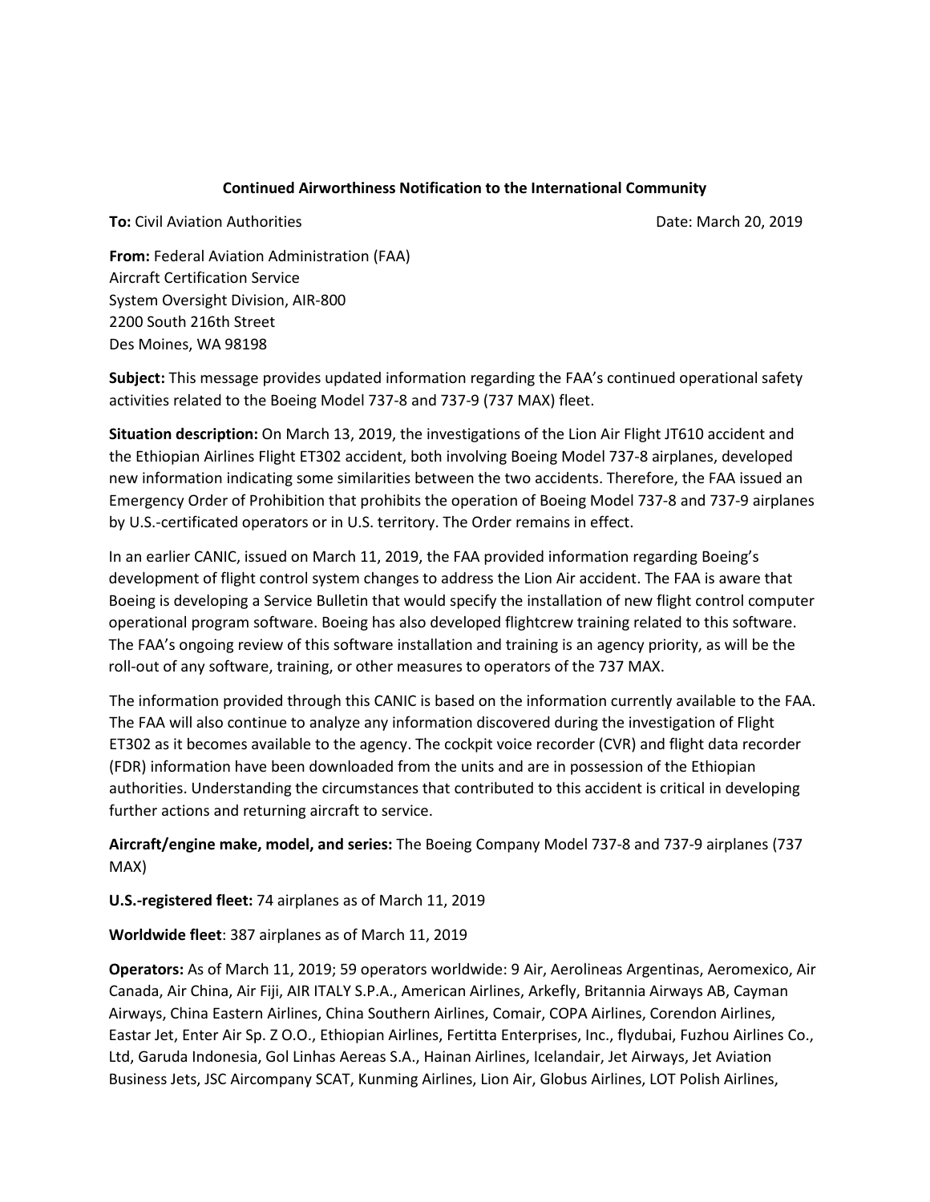**Continued Airworthiness Notification to the International Community**

**To:** Civil Aviation Authorities Date: March 20, 2019

**From:** Federal Aviation Administration (FAA)
Aircraft Certification Service
System Oversight Division, AIR-800
2200 South 216th Street
Des Moines, WA 98198

**Subject:** This message provides updated information regarding the FAA's continued operational safety activities related to the Boeing Model 737-8 and 737-9 (737 MAX) fleet.

**Situation description:** On March 13, 2019, the investigations of the Lion Air Flight JT610 accident and the Ethiopian Airlines Flight ET302 accident, both involving Boeing Model 737-8 airplanes, developed new information indicating some similarities between the two accidents. Therefore, the FAA issued an Emergency Order of Prohibition that prohibits the operation of Boeing Model 737-8 and 737-9 airplanes by U.S.-certificated operators or in U.S. territory. The Order remains in effect.

In an earlier CANIC, issued on March 11, 2019, the FAA provided information regarding Boeing's development of flight control system changes to address the Lion Air accident. The FAA is aware that Boeing is developing a Service Bulletin that would specify the installation of new flight control computer operational program software. Boeing has also developed flightcrew training related to this software. The FAA's ongoing review of this software installation and training is an agency priority, as will be the roll-out of any software, training, or other measures to operators of the 737 MAX.

The information provided through this CANIC is based on the information currently available to the FAA. The FAA will also continue to analyze any information discovered during the investigation of Flight ET302 as it becomes available to the agency. The cockpit voice recorder (CVR) and flight data recorder (FDR) information have been downloaded from the units and are in possession of the Ethiopian authorities. Understanding the circumstances that contributed to this accident is critical in developing further actions and returning aircraft to service.

**Aircraft/engine make, model, and series:** The Boeing Company Model 737-8 and 737-9 airplanes (737 MAX)

**U.S.-registered fleet:** 74 airplanes as of March 11, 2019

**Worldwide fleet**: 387 airplanes as of March 11, 2019

**Operators:** As of March 11, 2019; 59 operators worldwide: 9 Air, Aerolineas Argentinas, Aeromexico, Air Canada, Air China, Air Fiji, AIR ITALY S.P.A., American Airlines, Arkefly, Britannia Airways AB, Cayman Airways, China Eastern Airlines, China Southern Airlines, Comair, COPA Airlines, Corendon Airlines, Eastar Jet, Enter Air Sp. Z O.O., Ethiopian Airlines, Fertitta Enterprises, Inc., flydubai, Fuzhou Airlines Co., Ltd, Garuda Indonesia, Gol Linhas Aereas S.A., Hainan Airlines, Icelandair, Jet Airways, Jet Aviation Business Jets, JSC Aircompany SCAT, Kunming Airlines, Lion Air, Globus Airlines, LOT Polish Airlines,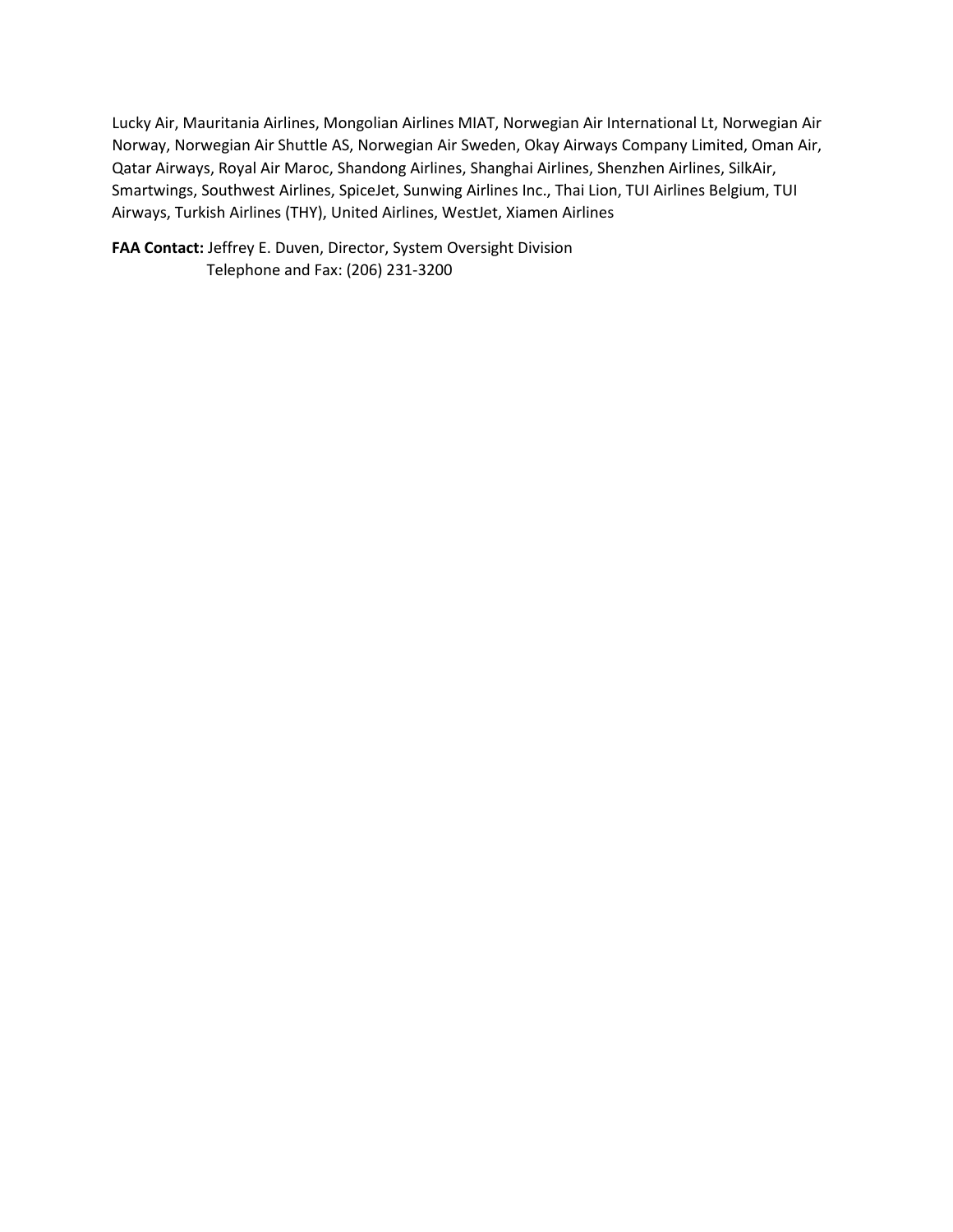Lucky Air, Mauritania Airlines, Mongolian Airlines MIAT, Norwegian Air International Lt, Norwegian Air Norway, Norwegian Air Shuttle AS, Norwegian Air Sweden, Okay Airways Company Limited, Oman Air, Qatar Airways, Royal Air Maroc, Shandong Airlines, Shanghai Airlines, Shenzhen Airlines, SilkAir, Smartwings, Southwest Airlines, SpiceJet, Sunwing Airlines Inc., Thai Lion, TUI Airlines Belgium, TUI Airways, Turkish Airlines (THY), United Airlines, WestJet, Xiamen Airlines

**FAA Contact:** Jeffrey E. Duven, Director, System Oversight Division
Telephone and Fax: (206) 231-3200